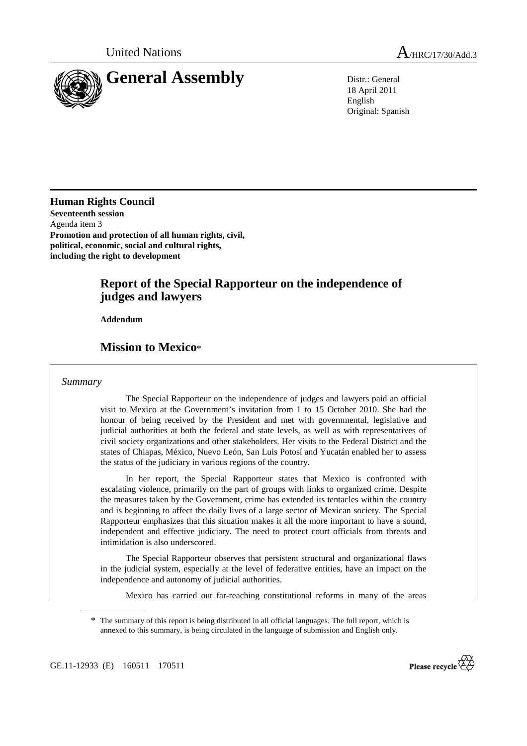United Nations

A/HRC/17/30/Add.3

# General Assembly

Distr.: General
18 April 2011
English
Original: Spanish

**Human Rights Council**
**Seventeenth session**
Agenda item 3
**Promotion and protection of all human rights, civil, political, economic, social and cultural rights, including the right to development**

## Report of the Special Rapporteur on the independence of judges and lawyers

**Addendum**

## Mission to Mexico*

*Summary*

The Special Rapporteur on the independence of judges and lawyers paid an official visit to Mexico at the Government's invitation from 1 to 15 October 2010. She had the honour of being received by the President and met with governmental, legislative and judicial authorities at both the federal and state levels, as well as with representatives of civil society organizations and other stakeholders. Her visits to the Federal District and the states of Chiapas, México, Nuevo León, San Luis Potosí and Yucatán enabled her to assess the status of the judiciary in various regions of the country.

In her report, the Special Rapporteur states that Mexico is confronted with escalating violence, primarily on the part of groups with links to organized crime. Despite the measures taken by the Government, crime has extended its tentacles within the country and is beginning to affect the daily lives of a large sector of Mexican society. The Special Rapporteur emphasizes that this situation makes it all the more important to have a sound, independent and effective judiciary. The need to protect court officials from threats and intimidation is also underscored.

The Special Rapporteur observes that persistent structural and organizational flaws in the judicial system, especially at the level of federative entities, have an impact on the independence and autonomy of judicial authorities.

Mexico has carried out far-reaching constitutional reforms in many of the areas

---

\* The summary of this report is being distributed in all official languages. The full report, which is annexed to this summary, is being circulated in the language of submission and English only.

GE.11-12933 (E) 160511 170511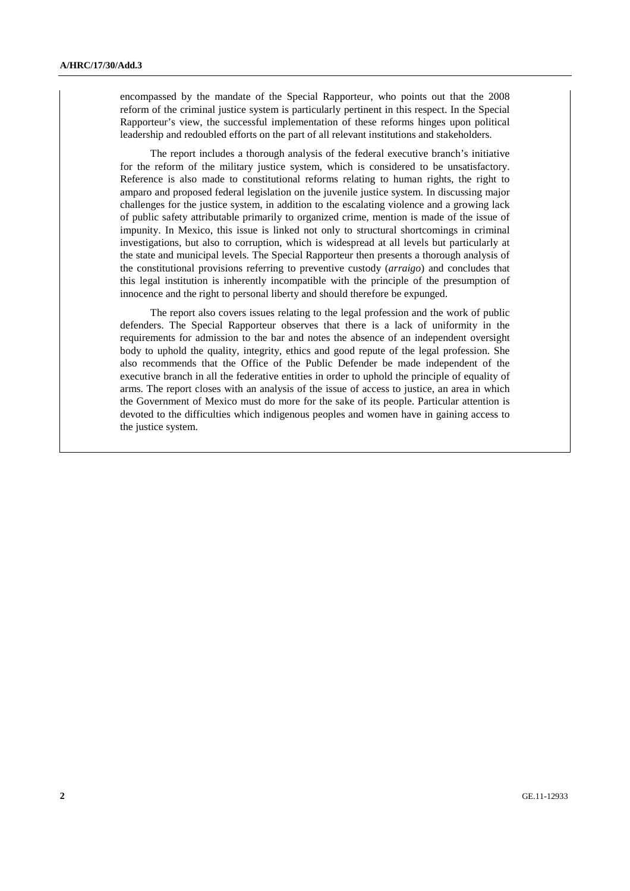encompassed by the mandate of the Special Rapporteur, who points out that the 2008 reform of the criminal justice system is particularly pertinent in this respect. In the Special Rapporteur's view, the successful implementation of these reforms hinges upon political leadership and redoubled efforts on the part of all relevant institutions and stakeholders.

The report includes a thorough analysis of the federal executive branch's initiative for the reform of the military justice system, which is considered to be unsatisfactory. Reference is also made to constitutional reforms relating to human rights, the right to amparo and proposed federal legislation on the juvenile justice system. In discussing major challenges for the justice system, in addition to the escalating violence and a growing lack of public safety attributable primarily to organized crime, mention is made of the issue of impunity. In Mexico, this issue is linked not only to structural shortcomings in criminal investigations, but also to corruption, which is widespread at all levels but particularly at the state and municipal levels. The Special Rapporteur then presents a thorough analysis of the constitutional provisions referring to preventive custody (*arraigo*) and concludes that this legal institution is inherently incompatible with the principle of the presumption of innocence and the right to personal liberty and should therefore be expunged.

The report also covers issues relating to the legal profession and the work of public defenders. The Special Rapporteur observes that there is a lack of uniformity in the requirements for admission to the bar and notes the absence of an independent oversight body to uphold the quality, integrity, ethics and good repute of the legal profession. She also recommends that the Office of the Public Defender be made independent of the executive branch in all the federative entities in order to uphold the principle of equality of arms. The report closes with an analysis of the issue of access to justice, an area in which the Government of Mexico must do more for the sake of its people. Particular attention is devoted to the difficulties which indigenous peoples and women have in gaining access to the justice system.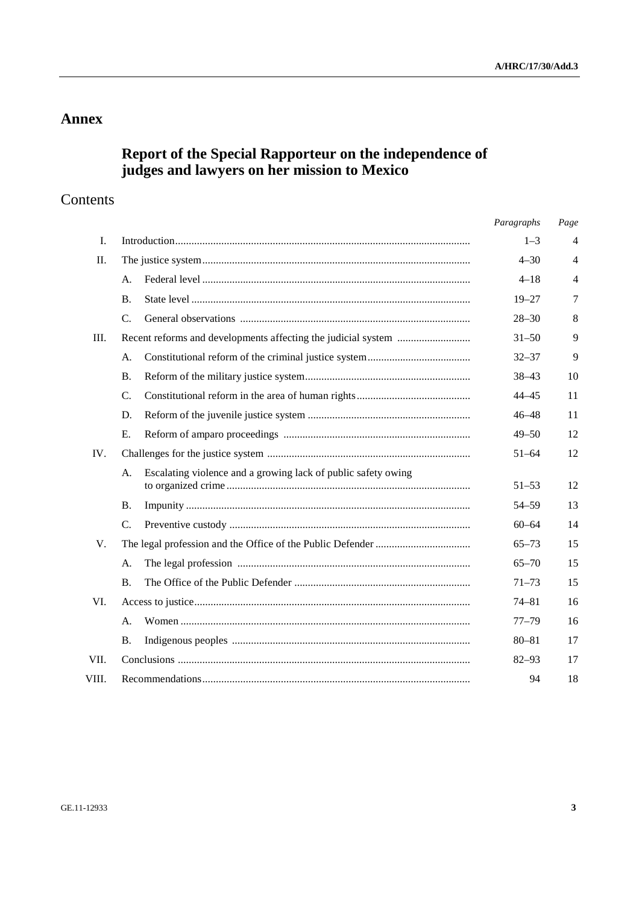# Annex

## Report of the Special Rapporteur on the independence of judges and lawyers on her mission to Mexico

### Contents

| | | *Paragraphs* | *Page* |
|---|---|---|---|
| I. | Introduction | 1–3 | 4 |
| II. | The justice system | 4–30 | 4 |
| | A. Federal level | 4–18 | 4 |
| | B. State level | 19–27 | 7 |
| | C. General observations | 28–30 | 8 |
| III. | Recent reforms and developments affecting the judicial system | 31–50 | 9 |
| | A. Constitutional reform of the criminal justice system | 32–37 | 9 |
| | B. Reform of the military justice system | 38–43 | 10 |
| | C. Constitutional reform in the area of human rights | 44–45 | 11 |
| | D. Reform of the juvenile justice system | 46–48 | 11 |
| | E. Reform of amparo proceedings | 49–50 | 12 |
| IV. | Challenges for the justice system | 51–64 | 12 |
| | A. Escalating violence and a growing lack of public safety owing to organized crime | 51–53 | 12 |
| | B. Impunity | 54–59 | 13 |
| | C. Preventive custody | 60–64 | 14 |
| V. | The legal profession and the Office of the Public Defender | 65–73 | 15 |
| | A. The legal profession | 65–70 | 15 |
| | B. The Office of the Public Defender | 71–73 | 15 |
| VI. | Access to justice | 74–81 | 16 |
| | A. Women | 77–79 | 16 |
| | B. Indigenous peoples | 80–81 | 17 |
| VII. | Conclusions | 82–93 | 17 |
| VIII. | Recommendations | 94 | 18 |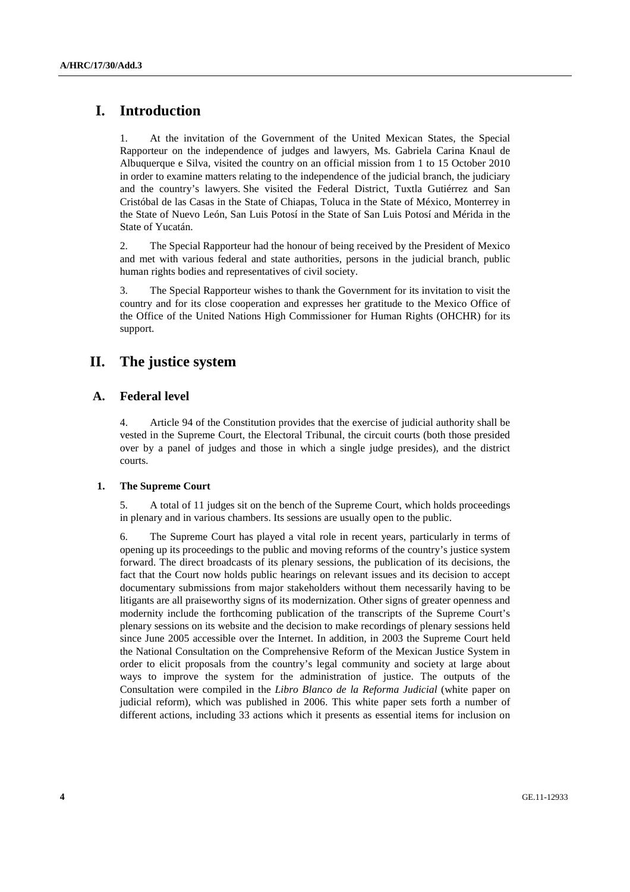# I. Introduction

1. At the invitation of the Government of the United Mexican States, the Special Rapporteur on the independence of judges and lawyers, Ms. Gabriela Carina Knaul de Albuquerque e Silva, visited the country on an official mission from 1 to 15 October 2010 in order to examine matters relating to the independence of the judicial branch, the judiciary and the country's lawyers. She visited the Federal District, Tuxtla Gutiérrez and San Cristóbal de las Casas in the State of Chiapas, Toluca in the State of México, Monterrey in the State of Nuevo León, San Luis Potosí in the State of San Luis Potosí and Mérida in the State of Yucatán.

2. The Special Rapporteur had the honour of being received by the President of Mexico and met with various federal and state authorities, persons in the judicial branch, public human rights bodies and representatives of civil society.

3. The Special Rapporteur wishes to thank the Government for its invitation to visit the country and for its close cooperation and expresses her gratitude to the Mexico Office of the Office of the United Nations High Commissioner for Human Rights (OHCHR) for its support.

# II. The justice system

## A. Federal level

4. Article 94 of the Constitution provides that the exercise of judicial authority shall be vested in the Supreme Court, the Electoral Tribunal, the circuit courts (both those presided over by a panel of judges and those in which a single judge presides), and the district courts.

### 1. The Supreme Court

5. A total of 11 judges sit on the bench of the Supreme Court, which holds proceedings in plenary and in various chambers. Its sessions are usually open to the public.

6. The Supreme Court has played a vital role in recent years, particularly in terms of opening up its proceedings to the public and moving reforms of the country's justice system forward. The direct broadcasts of its plenary sessions, the publication of its decisions, the fact that the Court now holds public hearings on relevant issues and its decision to accept documentary submissions from major stakeholders without them necessarily having to be litigants are all praiseworthy signs of its modernization. Other signs of greater openness and modernity include the forthcoming publication of the transcripts of the Supreme Court's plenary sessions on its website and the decision to make recordings of plenary sessions held since June 2005 accessible over the Internet. In addition, in 2003 the Supreme Court held the National Consultation on the Comprehensive Reform of the Mexican Justice System in order to elicit proposals from the country's legal community and society at large about ways to improve the system for the administration of justice. The outputs of the Consultation were compiled in the *Libro Blanco de la Reforma Judicial* (white paper on judicial reform), which was published in 2006. This white paper sets forth a number of different actions, including 33 actions which it presents as essential items for inclusion on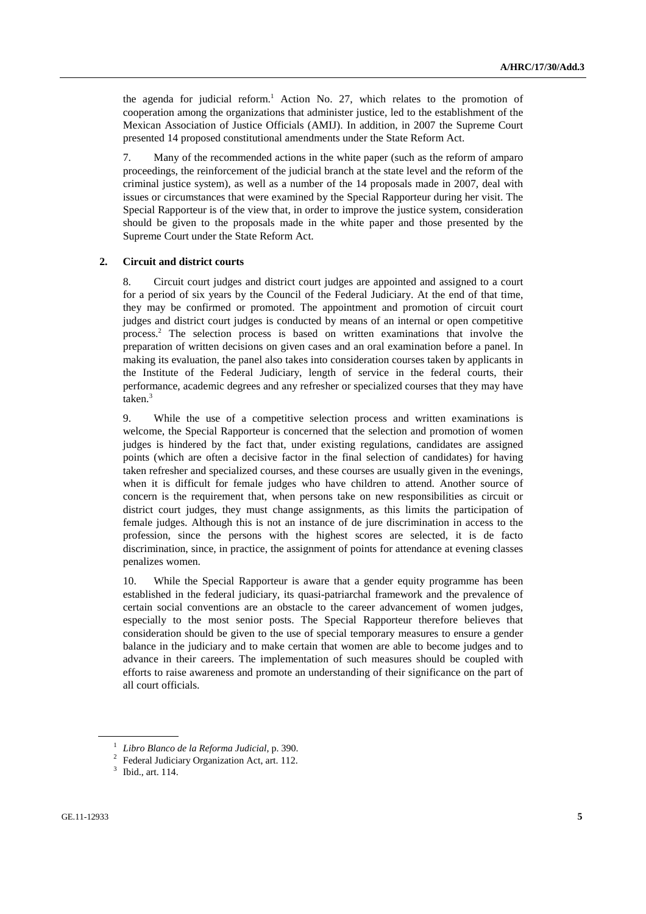the agenda for judicial reform.[1] Action No. 27, which relates to the promotion of cooperation among the organizations that administer justice, led to the establishment of the Mexican Association of Justice Officials (AMIJ). In addition, in 2007 the Supreme Court presented 14 proposed constitutional amendments under the State Reform Act.

7. Many of the recommended actions in the white paper (such as the reform of amparo proceedings, the reinforcement of the judicial branch at the state level and the reform of the criminal justice system), as well as a number of the 14 proposals made in 2007, deal with issues or circumstances that were examined by the Special Rapporteur during her visit. The Special Rapporteur is of the view that, in order to improve the justice system, consideration should be given to the proposals made in the white paper and those presented by the Supreme Court under the State Reform Act.

### 2. Circuit and district courts

8. Circuit court judges and district court judges are appointed and assigned to a court for a period of six years by the Council of the Federal Judiciary. At the end of that time, they may be confirmed or promoted. The appointment and promotion of circuit court judges and district court judges is conducted by means of an internal or open competitive process.[2] The selection process is based on written examinations that involve the preparation of written decisions on given cases and an oral examination before a panel. In making its evaluation, the panel also takes into consideration courses taken by applicants in the Institute of the Federal Judiciary, length of service in the federal courts, their performance, academic degrees and any refresher or specialized courses that they may have taken.[3]

9. While the use of a competitive selection process and written examinations is welcome, the Special Rapporteur is concerned that the selection and promotion of women judges is hindered by the fact that, under existing regulations, candidates are assigned points (which are often a decisive factor in the final selection of candidates) for having taken refresher and specialized courses, and these courses are usually given in the evenings, when it is difficult for female judges who have children to attend. Another source of concern is the requirement that, when persons take on new responsibilities as circuit or district court judges, they must change assignments, as this limits the participation of female judges. Although this is not an instance of de jure discrimination in access to the profession, since the persons with the highest scores are selected, it is de facto discrimination, since, in practice, the assignment of points for attendance at evening classes penalizes women.

10. While the Special Rapporteur is aware that a gender equity programme has been established in the federal judiciary, its quasi-patriarchal framework and the prevalence of certain social conventions are an obstacle to the career advancement of women judges, especially to the most senior posts. The Special Rapporteur therefore believes that consideration should be given to the use of special temporary measures to ensure a gender balance in the judiciary and to make certain that women are able to become judges and to advance in their careers. The implementation of such measures should be coupled with efforts to raise awareness and promote an understanding of their significance on the part of all court officials.

---

[1] *Libro Blanco de la Reforma Judicial*, p. 390.

[2] Federal Judiciary Organization Act, art. 112.

[3] Ibid., art. 114.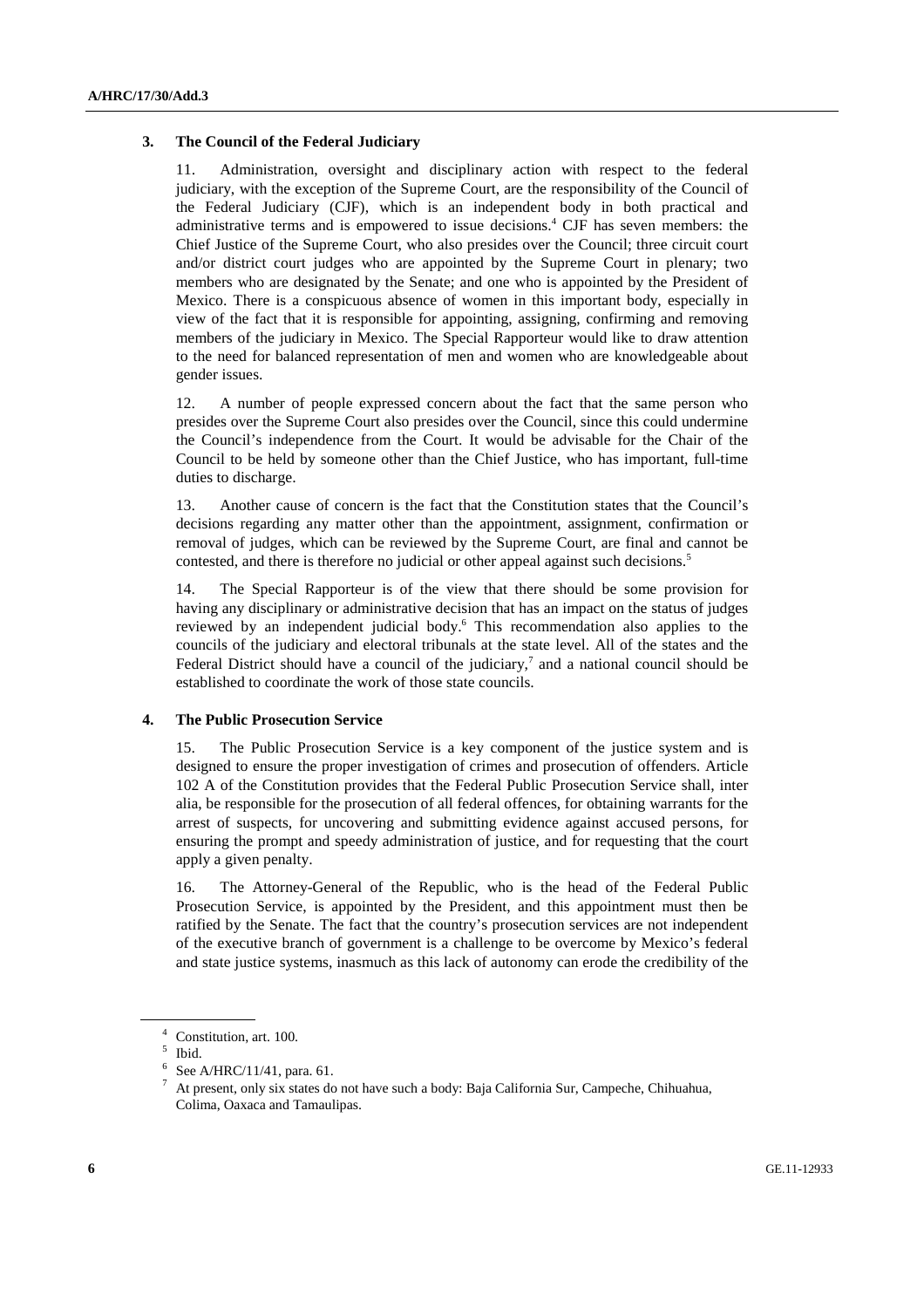### 3. The Council of the Federal Judiciary

11. Administration, oversight and disciplinary action with respect to the federal judiciary, with the exception of the Supreme Court, are the responsibility of the Council of the Federal Judiciary (CJF), which is an independent body in both practical and administrative terms and is empowered to issue decisions.[4] CJF has seven members: the Chief Justice of the Supreme Court, who also presides over the Council; three circuit court and/or district court judges who are appointed by the Supreme Court in plenary; two members who are designated by the Senate; and one who is appointed by the President of Mexico. There is a conspicuous absence of women in this important body, especially in view of the fact that it is responsible for appointing, assigning, confirming and removing members of the judiciary in Mexico. The Special Rapporteur would like to draw attention to the need for balanced representation of men and women who are knowledgeable about gender issues.

12. A number of people expressed concern about the fact that the same person who presides over the Supreme Court also presides over the Council, since this could undermine the Council's independence from the Court. It would be advisable for the Chair of the Council to be held by someone other than the Chief Justice, who has important, full-time duties to discharge.

13. Another cause of concern is the fact that the Constitution states that the Council's decisions regarding any matter other than the appointment, assignment, confirmation or removal of judges, which can be reviewed by the Supreme Court, are final and cannot be contested, and there is therefore no judicial or other appeal against such decisions.[5]

14. The Special Rapporteur is of the view that there should be some provision for having any disciplinary or administrative decision that has an impact on the status of judges reviewed by an independent judicial body.[6] This recommendation also applies to the councils of the judiciary and electoral tribunals at the state level. All of the states and the Federal District should have a council of the judiciary,[7] and a national council should be established to coordinate the work of those state councils.

### 4. The Public Prosecution Service

15. The Public Prosecution Service is a key component of the justice system and is designed to ensure the proper investigation of crimes and prosecution of offenders. Article 102 A of the Constitution provides that the Federal Public Prosecution Service shall, inter alia, be responsible for the prosecution of all federal offences, for obtaining warrants for the arrest of suspects, for uncovering and submitting evidence against accused persons, for ensuring the prompt and speedy administration of justice, and for requesting that the court apply a given penalty.

16. The Attorney-General of the Republic, who is the head of the Federal Public Prosecution Service, is appointed by the President, and this appointment must then be ratified by the Senate. The fact that the country's prosecution services are not independent of the executive branch of government is a challenge to be overcome by Mexico's federal and state justice systems, inasmuch as this lack of autonomy can erode the credibility of the

---

[4] Constitution, art. 100.

[5] Ibid.

[6] See A/HRC/11/41, para. 61.

[7] At present, only six states do not have such a body: Baja California Sur, Campeche, Chihuahua, Colima, Oaxaca and Tamaulipas.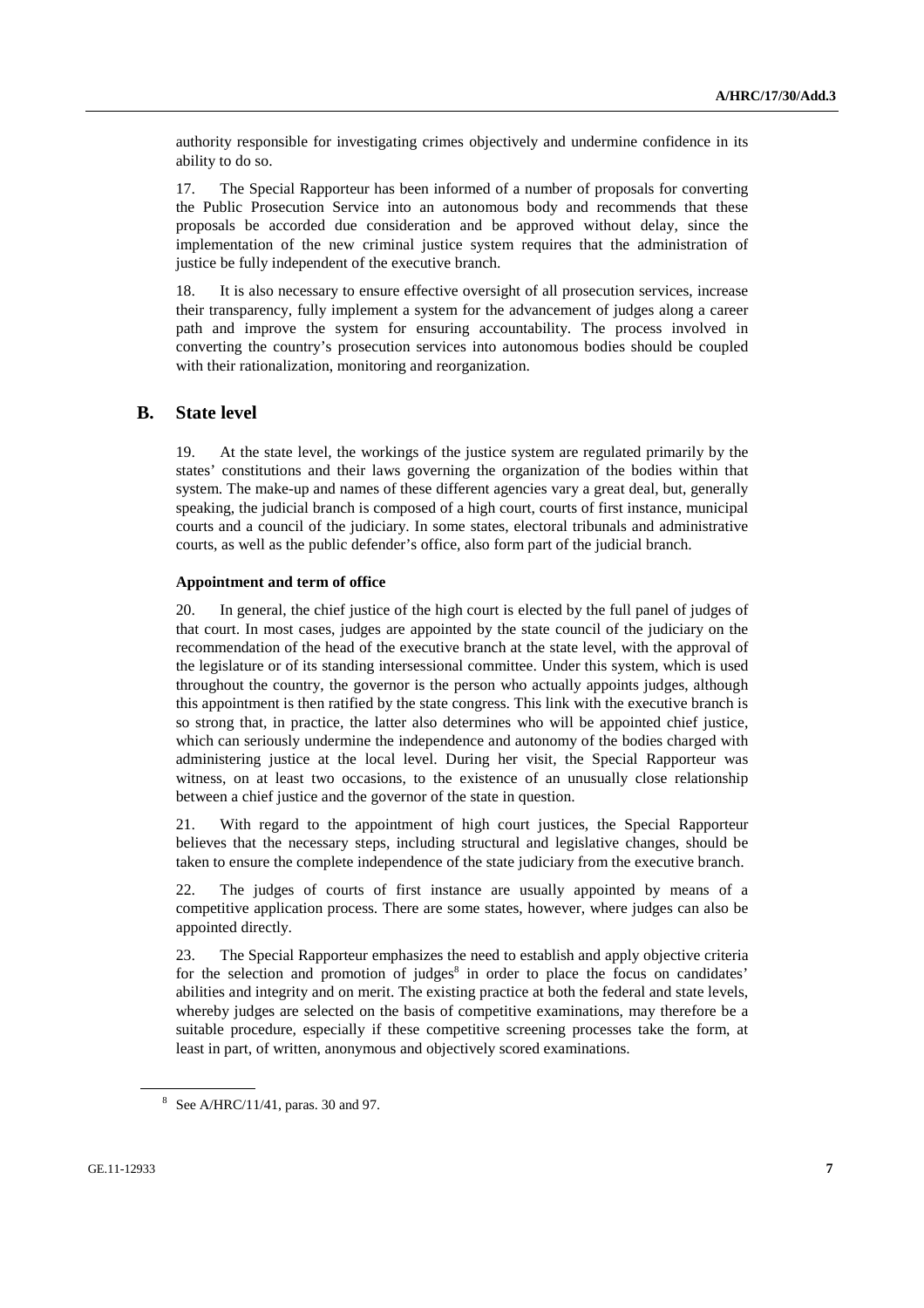authority responsible for investigating crimes objectively and undermine confidence in its ability to do so.

17. The Special Rapporteur has been informed of a number of proposals for converting the Public Prosecution Service into an autonomous body and recommends that these proposals be accorded due consideration and be approved without delay, since the implementation of the new criminal justice system requires that the administration of justice be fully independent of the executive branch.

18. It is also necessary to ensure effective oversight of all prosecution services, increase their transparency, fully implement a system for the advancement of judges along a career path and improve the system for ensuring accountability. The process involved in converting the country's prosecution services into autonomous bodies should be coupled with their rationalization, monitoring and reorganization.

## B. State level

19. At the state level, the workings of the justice system are regulated primarily by the states' constitutions and their laws governing the organization of the bodies within that system. The make-up and names of these different agencies vary a great deal, but, generally speaking, the judicial branch is composed of a high court, courts of first instance, municipal courts and a council of the judiciary. In some states, electoral tribunals and administrative courts, as well as the public defender's office, also form part of the judicial branch.

### Appointment and term of office

20. In general, the chief justice of the high court is elected by the full panel of judges of that court. In most cases, judges are appointed by the state council of the judiciary on the recommendation of the head of the executive branch at the state level, with the approval of the legislature or of its standing intersessional committee. Under this system, which is used throughout the country, the governor is the person who actually appoints judges, although this appointment is then ratified by the state congress. This link with the executive branch is so strong that, in practice, the latter also determines who will be appointed chief justice, which can seriously undermine the independence and autonomy of the bodies charged with administering justice at the local level. During her visit, the Special Rapporteur was witness, on at least two occasions, to the existence of an unusually close relationship between a chief justice and the governor of the state in question.

21. With regard to the appointment of high court justices, the Special Rapporteur believes that the necessary steps, including structural and legislative changes, should be taken to ensure the complete independence of the state judiciary from the executive branch.

22. The judges of courts of first instance are usually appointed by means of a competitive application process. There are some states, however, where judges can also be appointed directly.

23. The Special Rapporteur emphasizes the need to establish and apply objective criteria for the selection and promotion of judges[8] in order to place the focus on candidates' abilities and integrity and on merit. The existing practice at both the federal and state levels, whereby judges are selected on the basis of competitive examinations, may therefore be a suitable procedure, especially if these competitive screening processes take the form, at least in part, of written, anonymous and objectively scored examinations.

---

[8] See A/HRC/11/41, paras. 30 and 97.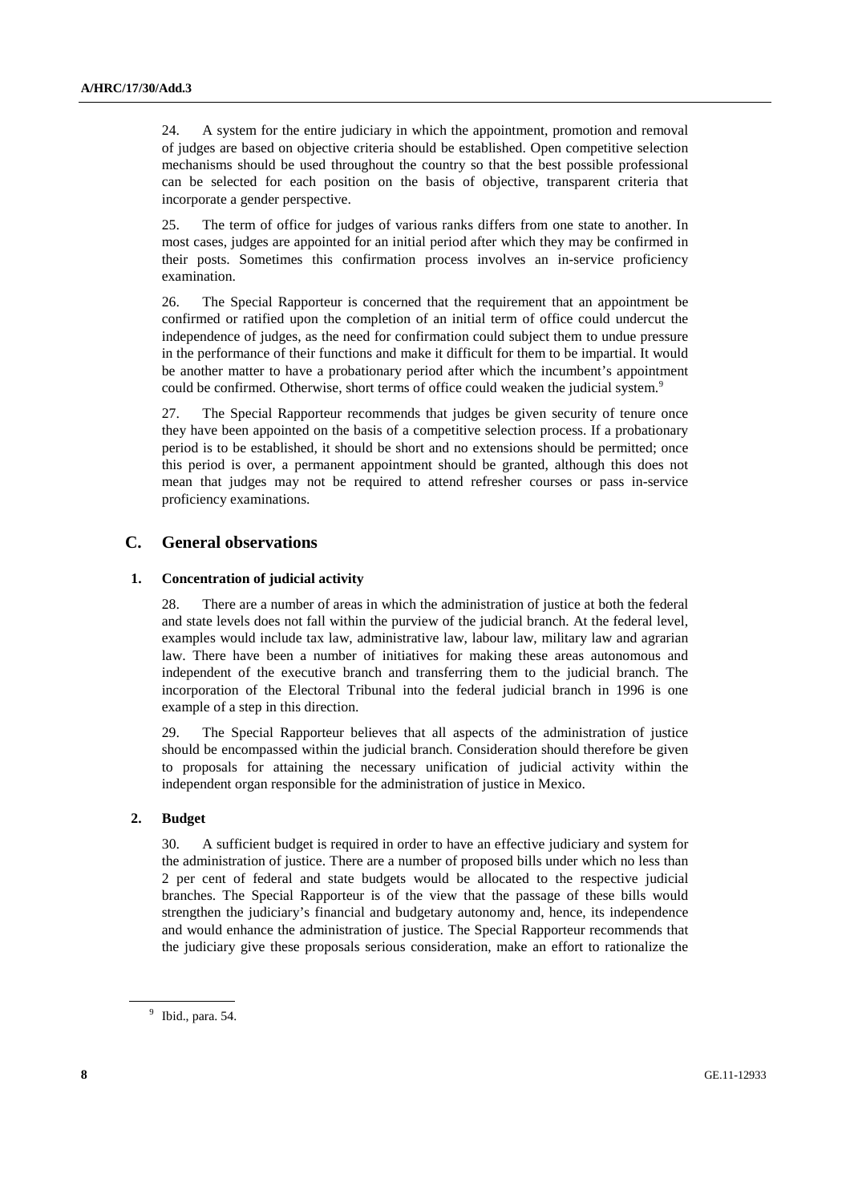24. A system for the entire judiciary in which the appointment, promotion and removal of judges are based on objective criteria should be established. Open competitive selection mechanisms should be used throughout the country so that the best possible professional can be selected for each position on the basis of objective, transparent criteria that incorporate a gender perspective.

25. The term of office for judges of various ranks differs from one state to another. In most cases, judges are appointed for an initial period after which they may be confirmed in their posts. Sometimes this confirmation process involves an in-service proficiency examination.

26. The Special Rapporteur is concerned that the requirement that an appointment be confirmed or ratified upon the completion of an initial term of office could undercut the independence of judges, as the need for confirmation could subject them to undue pressure in the performance of their functions and make it difficult for them to be impartial. It would be another matter to have a probationary period after which the incumbent's appointment could be confirmed. Otherwise, short terms of office could weaken the judicial system.[9]

27. The Special Rapporteur recommends that judges be given security of tenure once they have been appointed on the basis of a competitive selection process. If a probationary period is to be established, it should be short and no extensions should be permitted; once this period is over, a permanent appointment should be granted, although this does not mean that judges may not be required to attend refresher courses or pass in-service proficiency examinations.

## C. General observations

### 1. Concentration of judicial activity

28. There are a number of areas in which the administration of justice at both the federal and state levels does not fall within the purview of the judicial branch. At the federal level, examples would include tax law, administrative law, labour law, military law and agrarian law. There have been a number of initiatives for making these areas autonomous and independent of the executive branch and transferring them to the judicial branch. The incorporation of the Electoral Tribunal into the federal judicial branch in 1996 is one example of a step in this direction.

29. The Special Rapporteur believes that all aspects of the administration of justice should be encompassed within the judicial branch. Consideration should therefore be given to proposals for attaining the necessary unification of judicial activity within the independent organ responsible for the administration of justice in Mexico.

### 2. Budget

30. A sufficient budget is required in order to have an effective judiciary and system for the administration of justice. There are a number of proposed bills under which no less than 2 per cent of federal and state budgets would be allocated to the respective judicial branches. The Special Rapporteur is of the view that the passage of these bills would strengthen the judiciary's financial and budgetary autonomy and, hence, its independence and would enhance the administration of justice. The Special Rapporteur recommends that the judiciary give these proposals serious consideration, make an effort to rationalize the

---

[9] Ibid., para. 54.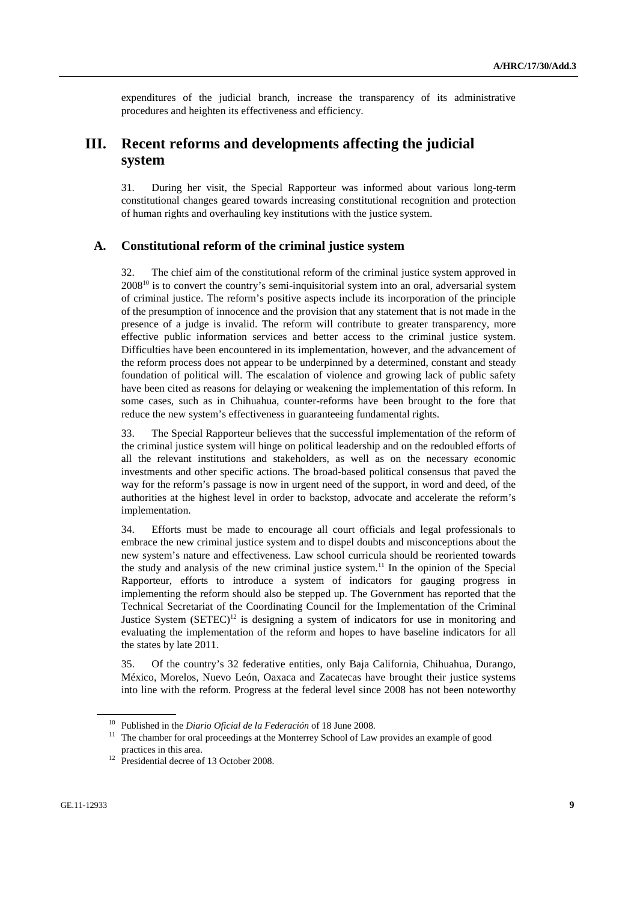expenditures of the judicial branch, increase the transparency of its administrative procedures and heighten its effectiveness and efficiency.

# III. Recent reforms and developments affecting the judicial system

31. During her visit, the Special Rapporteur was informed about various long-term constitutional changes geared towards increasing constitutional recognition and protection of human rights and overhauling key institutions with the justice system.

## A. Constitutional reform of the criminal justice system

32. The chief aim of the constitutional reform of the criminal justice system approved in 2008[10] is to convert the country's semi-inquisitorial system into an oral, adversarial system of criminal justice. The reform's positive aspects include its incorporation of the principle of the presumption of innocence and the provision that any statement that is not made in the presence of a judge is invalid. The reform will contribute to greater transparency, more effective public information services and better access to the criminal justice system. Difficulties have been encountered in its implementation, however, and the advancement of the reform process does not appear to be underpinned by a determined, constant and steady foundation of political will. The escalation of violence and growing lack of public safety have been cited as reasons for delaying or weakening the implementation of this reform. In some cases, such as in Chihuahua, counter-reforms have been brought to the fore that reduce the new system's effectiveness in guaranteeing fundamental rights.

33. The Special Rapporteur believes that the successful implementation of the reform of the criminal justice system will hinge on political leadership and on the redoubled efforts of all the relevant institutions and stakeholders, as well as on the necessary economic investments and other specific actions. The broad-based political consensus that paved the way for the reform's passage is now in urgent need of the support, in word and deed, of the authorities at the highest level in order to backstop, advocate and accelerate the reform's implementation.

34. Efforts must be made to encourage all court officials and legal professionals to embrace the new criminal justice system and to dispel doubts and misconceptions about the new system's nature and effectiveness. Law school curricula should be reoriented towards the study and analysis of the new criminal justice system.[11] In the opinion of the Special Rapporteur, efforts to introduce a system of indicators for gauging progress in implementing the reform should also be stepped up. The Government has reported that the Technical Secretariat of the Coordinating Council for the Implementation of the Criminal Justice System (SETEC)[12] is designing a system of indicators for use in monitoring and evaluating the implementation of the reform and hopes to have baseline indicators for all the states by late 2011.

35. Of the country's 32 federative entities, only Baja California, Chihuahua, Durango, México, Morelos, Nuevo León, Oaxaca and Zacatecas have brought their justice systems into line with the reform. Progress at the federal level since 2008 has not been noteworthy

---

[10] Published in the *Diario Oficial de la Federación* of 18 June 2008.

[11] The chamber for oral proceedings at the Monterrey School of Law provides an example of good practices in this area.

[12] Presidential decree of 13 October 2008.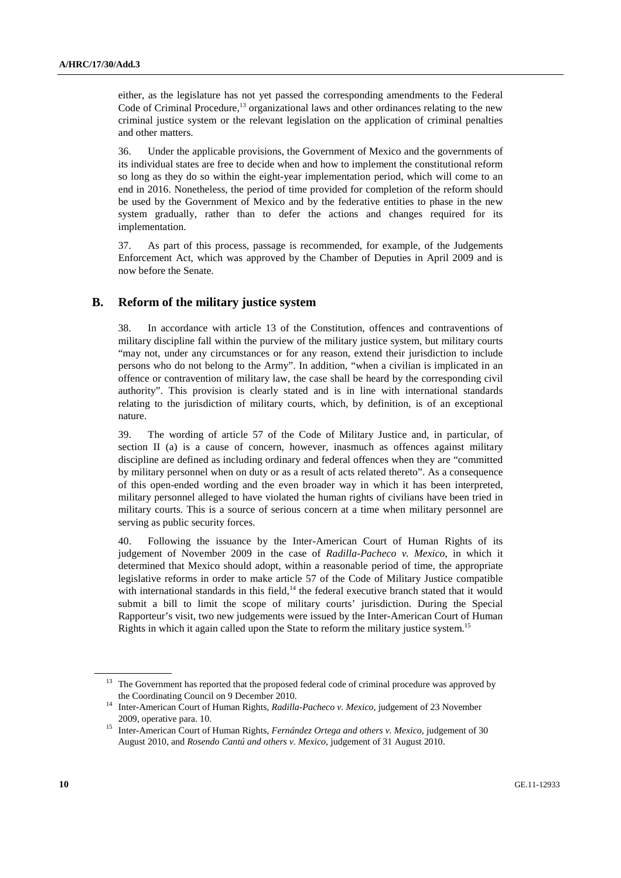either, as the legislature has not yet passed the corresponding amendments to the Federal Code of Criminal Procedure,[13] organizational laws and other ordinances relating to the new criminal justice system or the relevant legislation on the application of criminal penalties and other matters.

36. Under the applicable provisions, the Government of Mexico and the governments of its individual states are free to decide when and how to implement the constitutional reform so long as they do so within the eight-year implementation period, which will come to an end in 2016. Nonetheless, the period of time provided for completion of the reform should be used by the Government of Mexico and by the federative entities to phase in the new system gradually, rather than to defer the actions and changes required for its implementation.

37. As part of this process, passage is recommended, for example, of the Judgements Enforcement Act, which was approved by the Chamber of Deputies in April 2009 and is now before the Senate.

## B. Reform of the military justice system

38. In accordance with article 13 of the Constitution, offences and contraventions of military discipline fall within the purview of the military justice system, but military courts "may not, under any circumstances or for any reason, extend their jurisdiction to include persons who do not belong to the Army". In addition, "when a civilian is implicated in an offence or contravention of military law, the case shall be heard by the corresponding civil authority". This provision is clearly stated and is in line with international standards relating to the jurisdiction of military courts, which, by definition, is of an exceptional nature.

39. The wording of article 57 of the Code of Military Justice and, in particular, of section II (a) is a cause of concern, however, inasmuch as offences against military discipline are defined as including ordinary and federal offences when they are "committed by military personnel when on duty or as a result of acts related thereto". As a consequence of this open-ended wording and the even broader way in which it has been interpreted, military personnel alleged to have violated the human rights of civilians have been tried in military courts. This is a source of serious concern at a time when military personnel are serving as public security forces.

40. Following the issuance by the Inter-American Court of Human Rights of its judgement of November 2009 in the case of *Radilla-Pacheco v. Mexico*, in which it determined that Mexico should adopt, within a reasonable period of time, the appropriate legislative reforms in order to make article 57 of the Code of Military Justice compatible with international standards in this field,[14] the federal executive branch stated that it would submit a bill to limit the scope of military courts' jurisdiction. During the Special Rapporteur's visit, two new judgements were issued by the Inter-American Court of Human Rights in which it again called upon the State to reform the military justice system.[15]

---

[13] The Government has reported that the proposed federal code of criminal procedure was approved by the Coordinating Council on 9 December 2010.

[14] Inter-American Court of Human Rights, *Radilla-Pacheco v. Mexico*, judgement of 23 November 2009, operative para. 10.

[15] Inter-American Court of Human Rights, *Fernández Ortega and others v. Mexico*, judgement of 30 August 2010, and *Rosendo Cantú and others v. Mexico*, judgement of 31 August 2010.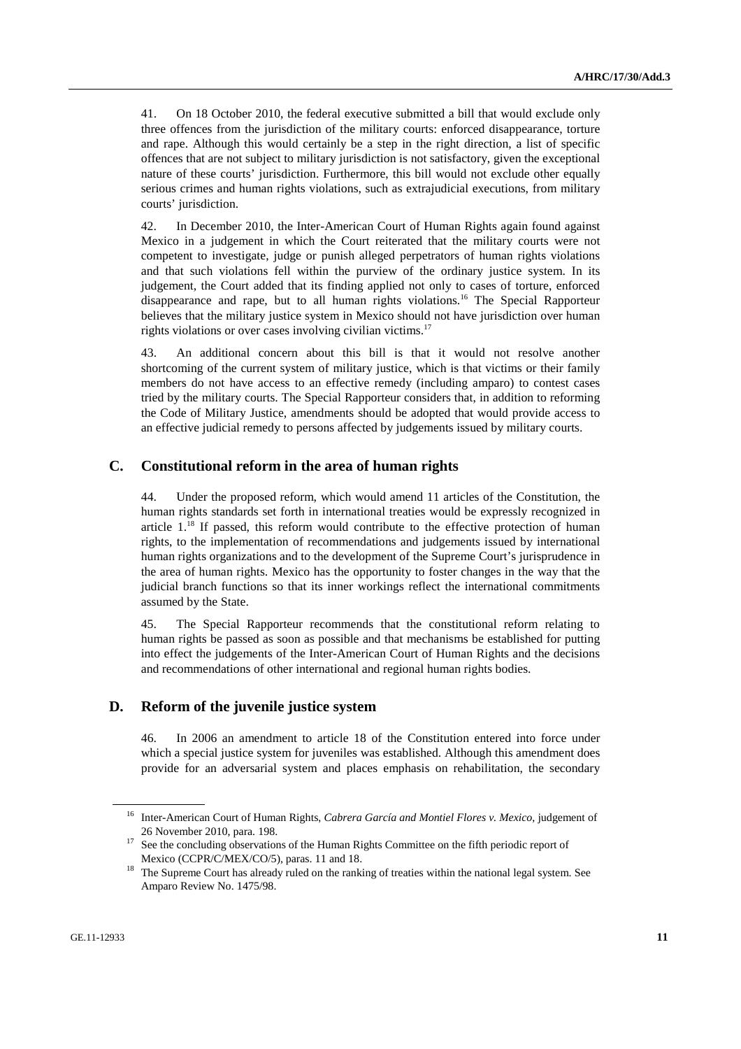41. On 18 October 2010, the federal executive submitted a bill that would exclude only three offences from the jurisdiction of the military courts: enforced disappearance, torture and rape. Although this would certainly be a step in the right direction, a list of specific offences that are not subject to military jurisdiction is not satisfactory, given the exceptional nature of these courts' jurisdiction. Furthermore, this bill would not exclude other equally serious crimes and human rights violations, such as extrajudicial executions, from military courts' jurisdiction.

42. In December 2010, the Inter-American Court of Human Rights again found against Mexico in a judgement in which the Court reiterated that the military courts were not competent to investigate, judge or punish alleged perpetrators of human rights violations and that such violations fell within the purview of the ordinary justice system. In its judgement, the Court added that its finding applied not only to cases of torture, enforced disappearance and rape, but to all human rights violations.[16] The Special Rapporteur believes that the military justice system in Mexico should not have jurisdiction over human rights violations or over cases involving civilian victims.[17]

43. An additional concern about this bill is that it would not resolve another shortcoming of the current system of military justice, which is that victims or their family members do not have access to an effective remedy (including amparo) to contest cases tried by the military courts. The Special Rapporteur considers that, in addition to reforming the Code of Military Justice, amendments should be adopted that would provide access to an effective judicial remedy to persons affected by judgements issued by military courts.

## C. Constitutional reform in the area of human rights

44. Under the proposed reform, which would amend 11 articles of the Constitution, the human rights standards set forth in international treaties would be expressly recognized in article 1.[18] If passed, this reform would contribute to the effective protection of human rights, to the implementation of recommendations and judgements issued by international human rights organizations and to the development of the Supreme Court's jurisprudence in the area of human rights. Mexico has the opportunity to foster changes in the way that the judicial branch functions so that its inner workings reflect the international commitments assumed by the State.

45. The Special Rapporteur recommends that the constitutional reform relating to human rights be passed as soon as possible and that mechanisms be established for putting into effect the judgements of the Inter-American Court of Human Rights and the decisions and recommendations of other international and regional human rights bodies.

## D. Reform of the juvenile justice system

46. In 2006 an amendment to article 18 of the Constitution entered into force under which a special justice system for juveniles was established. Although this amendment does provide for an adversarial system and places emphasis on rehabilitation, the secondary

---

[16] Inter-American Court of Human Rights, *Cabrera García and Montiel Flores v. Mexico*, judgement of 26 November 2010, para. 198.

[17] See the concluding observations of the Human Rights Committee on the fifth periodic report of Mexico (CCPR/C/MEX/CO/5), paras. 11 and 18.

[18] The Supreme Court has already ruled on the ranking of treaties within the national legal system. See Amparo Review No. 1475/98.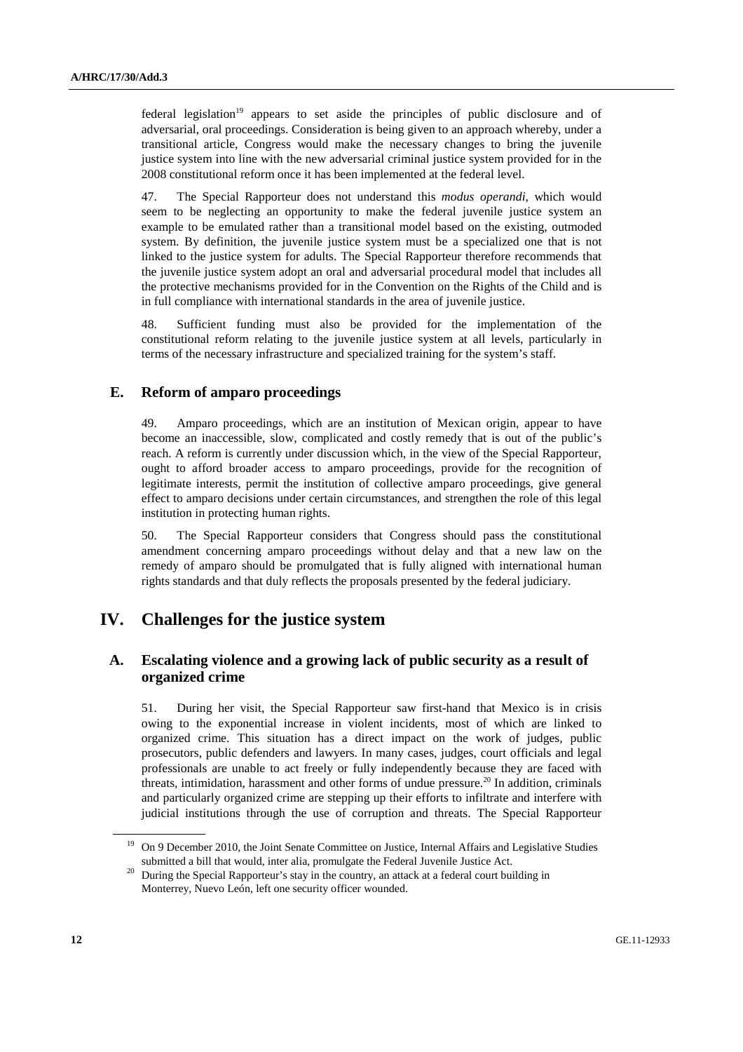federal legislation[19] appears to set aside the principles of public disclosure and of adversarial, oral proceedings. Consideration is being given to an approach whereby, under a transitional article, Congress would make the necessary changes to bring the juvenile justice system into line with the new adversarial criminal justice system provided for in the 2008 constitutional reform once it has been implemented at the federal level.

47. The Special Rapporteur does not understand this *modus operandi*, which would seem to be neglecting an opportunity to make the federal juvenile justice system an example to be emulated rather than a transitional model based on the existing, outmoded system. By definition, the juvenile justice system must be a specialized one that is not linked to the justice system for adults. The Special Rapporteur therefore recommends that the juvenile justice system adopt an oral and adversarial procedural model that includes all the protective mechanisms provided for in the Convention on the Rights of the Child and is in full compliance with international standards in the area of juvenile justice.

48. Sufficient funding must also be provided for the implementation of the constitutional reform relating to the juvenile justice system at all levels, particularly in terms of the necessary infrastructure and specialized training for the system's staff.

## E. Reform of amparo proceedings

49. Amparo proceedings, which are an institution of Mexican origin, appear to have become an inaccessible, slow, complicated and costly remedy that is out of the public's reach. A reform is currently under discussion which, in the view of the Special Rapporteur, ought to afford broader access to amparo proceedings, provide for the recognition of legitimate interests, permit the institution of collective amparo proceedings, give general effect to amparo decisions under certain circumstances, and strengthen the role of this legal institution in protecting human rights.

50. The Special Rapporteur considers that Congress should pass the constitutional amendment concerning amparo proceedings without delay and that a new law on the remedy of amparo should be promulgated that is fully aligned with international human rights standards and that duly reflects the proposals presented by the federal judiciary.

# IV. Challenges for the justice system

## A. Escalating violence and a growing lack of public security as a result of organized crime

51. During her visit, the Special Rapporteur saw first-hand that Mexico is in crisis owing to the exponential increase in violent incidents, most of which are linked to organized crime. This situation has a direct impact on the work of judges, public prosecutors, public defenders and lawyers. In many cases, judges, court officials and legal professionals are unable to act freely or fully independently because they are faced with threats, intimidation, harassment and other forms of undue pressure.[20] In addition, criminals and particularly organized crime are stepping up their efforts to infiltrate and interfere with judicial institutions through the use of corruption and threats. The Special Rapporteur

---

[19] On 9 December 2010, the Joint Senate Committee on Justice, Internal Affairs and Legislative Studies submitted a bill that would, inter alia, promulgate the Federal Juvenile Justice Act.

[20] During the Special Rapporteur's stay in the country, an attack at a federal court building in Monterrey, Nuevo León, left one security officer wounded.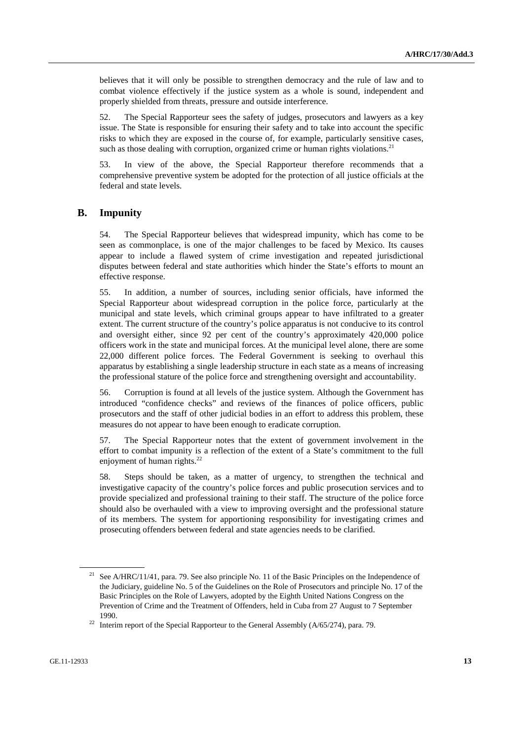believes that it will only be possible to strengthen democracy and the rule of law and to combat violence effectively if the justice system as a whole is sound, independent and properly shielded from threats, pressure and outside interference.

52. The Special Rapporteur sees the safety of judges, prosecutors and lawyers as a key issue. The State is responsible for ensuring their safety and to take into account the specific risks to which they are exposed in the course of, for example, particularly sensitive cases, such as those dealing with corruption, organized crime or human rights violations.[21]

53. In view of the above, the Special Rapporteur therefore recommends that a comprehensive preventive system be adopted for the protection of all justice officials at the federal and state levels.

## B. Impunity

54. The Special Rapporteur believes that widespread impunity, which has come to be seen as commonplace, is one of the major challenges to be faced by Mexico. Its causes appear to include a flawed system of crime investigation and repeated jurisdictional disputes between federal and state authorities which hinder the State's efforts to mount an effective response.

55. In addition, a number of sources, including senior officials, have informed the Special Rapporteur about widespread corruption in the police force, particularly at the municipal and state levels, which criminal groups appear to have infiltrated to a greater extent. The current structure of the country's police apparatus is not conducive to its control and oversight either, since 92 per cent of the country's approximately 420,000 police officers work in the state and municipal forces. At the municipal level alone, there are some 22,000 different police forces. The Federal Government is seeking to overhaul this apparatus by establishing a single leadership structure in each state as a means of increasing the professional stature of the police force and strengthening oversight and accountability.

56. Corruption is found at all levels of the justice system. Although the Government has introduced "confidence checks" and reviews of the finances of police officers, public prosecutors and the staff of other judicial bodies in an effort to address this problem, these measures do not appear to have been enough to eradicate corruption.

57. The Special Rapporteur notes that the extent of government involvement in the effort to combat impunity is a reflection of the extent of a State's commitment to the full enjoyment of human rights.[22]

58. Steps should be taken, as a matter of urgency, to strengthen the technical and investigative capacity of the country's police forces and public prosecution services and to provide specialized and professional training to their staff. The structure of the police force should also be overhauled with a view to improving oversight and the professional stature of its members. The system for apportioning responsibility for investigating crimes and prosecuting offenders between federal and state agencies needs to be clarified.

---

[21] See A/HRC/11/41, para. 79. See also principle No. 11 of the Basic Principles on the Independence of the Judiciary, guideline No. 5 of the Guidelines on the Role of Prosecutors and principle No. 17 of the Basic Principles on the Role of Lawyers, adopted by the Eighth United Nations Congress on the Prevention of Crime and the Treatment of Offenders, held in Cuba from 27 August to 7 September 1990.

[22] Interim report of the Special Rapporteur to the General Assembly (A/65/274), para. 79.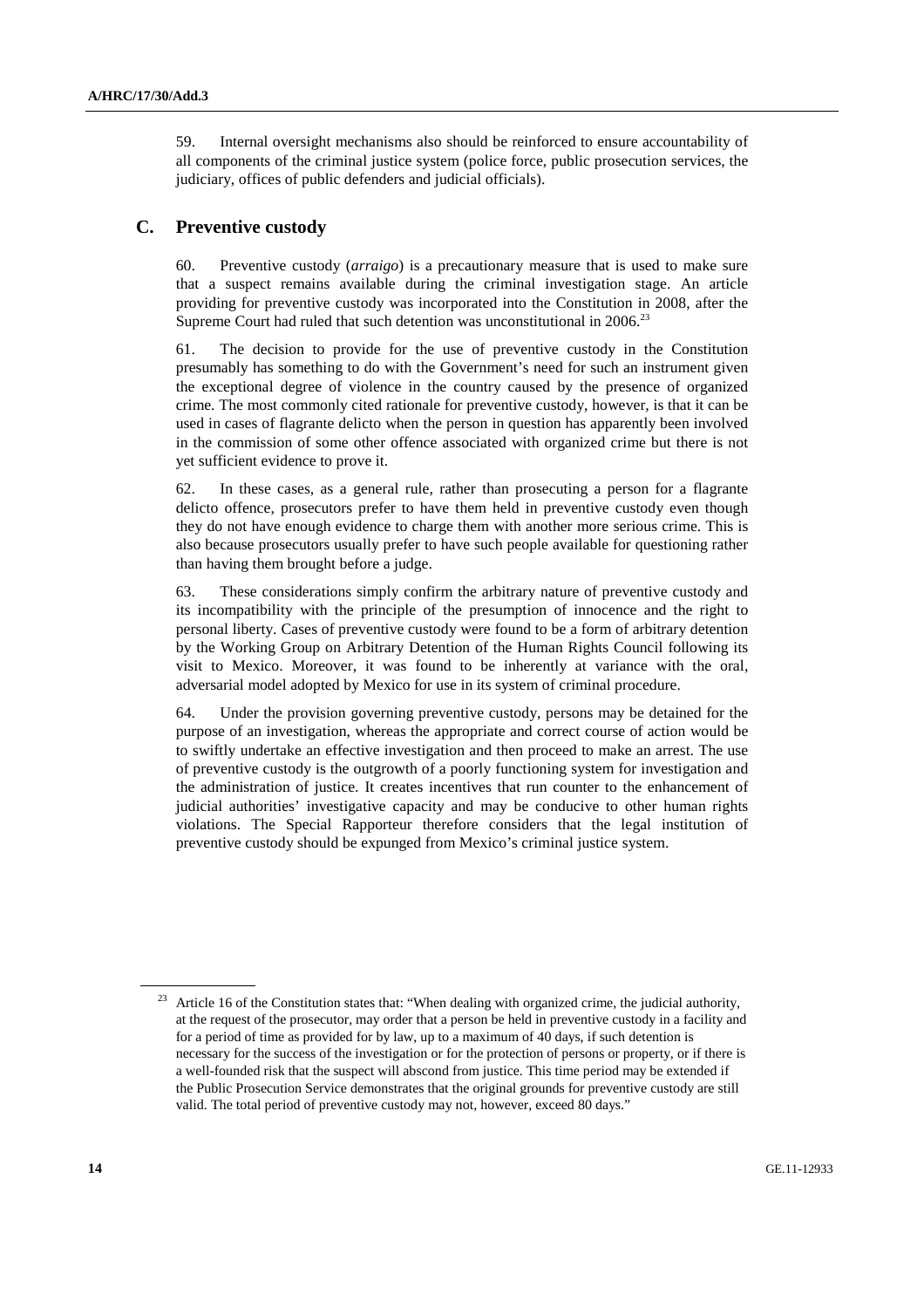59. Internal oversight mechanisms also should be reinforced to ensure accountability of all components of the criminal justice system (police force, public prosecution services, the judiciary, offices of public defenders and judicial officials).

## C. Preventive custody

60. Preventive custody (*arraigo*) is a precautionary measure that is used to make sure that a suspect remains available during the criminal investigation stage. An article providing for preventive custody was incorporated into the Constitution in 2008, after the Supreme Court had ruled that such detention was unconstitutional in 2006.[23]

61. The decision to provide for the use of preventive custody in the Constitution presumably has something to do with the Government's need for such an instrument given the exceptional degree of violence in the country caused by the presence of organized crime. The most commonly cited rationale for preventive custody, however, is that it can be used in cases of flagrante delicto when the person in question has apparently been involved in the commission of some other offence associated with organized crime but there is not yet sufficient evidence to prove it.

62. In these cases, as a general rule, rather than prosecuting a person for a flagrante delicto offence, prosecutors prefer to have them held in preventive custody even though they do not have enough evidence to charge them with another more serious crime. This is also because prosecutors usually prefer to have such people available for questioning rather than having them brought before a judge.

63. These considerations simply confirm the arbitrary nature of preventive custody and its incompatibility with the principle of the presumption of innocence and the right to personal liberty. Cases of preventive custody were found to be a form of arbitrary detention by the Working Group on Arbitrary Detention of the Human Rights Council following its visit to Mexico. Moreover, it was found to be inherently at variance with the oral, adversarial model adopted by Mexico for use in its system of criminal procedure.

64. Under the provision governing preventive custody, persons may be detained for the purpose of an investigation, whereas the appropriate and correct course of action would be to swiftly undertake an effective investigation and then proceed to make an arrest. The use of preventive custody is the outgrowth of a poorly functioning system for investigation and the administration of justice. It creates incentives that run counter to the enhancement of judicial authorities' investigative capacity and may be conducive to other human rights violations. The Special Rapporteur therefore considers that the legal institution of preventive custody should be expunged from Mexico's criminal justice system.

---

[23] Article 16 of the Constitution states that: "When dealing with organized crime, the judicial authority, at the request of the prosecutor, may order that a person be held in preventive custody in a facility and for a period of time as provided for by law, up to a maximum of 40 days, if such detention is necessary for the success of the investigation or for the protection of persons or property, or if there is a well-founded risk that the suspect will abscond from justice. This time period may be extended if the Public Prosecution Service demonstrates that the original grounds for preventive custody are still valid. The total period of preventive custody may not, however, exceed 80 days."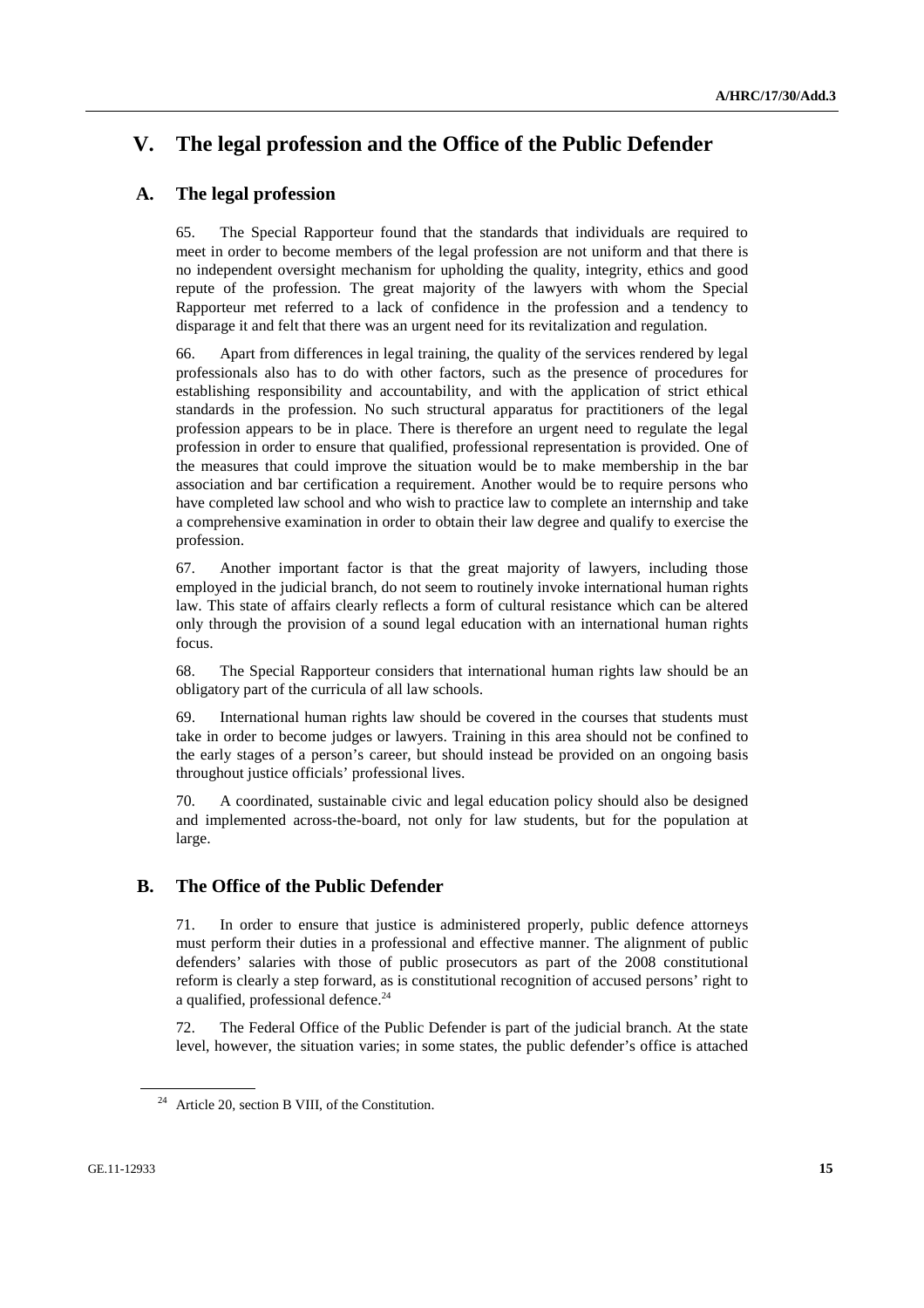# V. The legal profession and the Office of the Public Defender

## A. The legal profession

65. The Special Rapporteur found that the standards that individuals are required to meet in order to become members of the legal profession are not uniform and that there is no independent oversight mechanism for upholding the quality, integrity, ethics and good repute of the profession. The great majority of the lawyers with whom the Special Rapporteur met referred to a lack of confidence in the profession and a tendency to disparage it and felt that there was an urgent need for its revitalization and regulation.

66. Apart from differences in legal training, the quality of the services rendered by legal professionals also has to do with other factors, such as the presence of procedures for establishing responsibility and accountability, and with the application of strict ethical standards in the profession. No such structural apparatus for practitioners of the legal profession appears to be in place. There is therefore an urgent need to regulate the legal profession in order to ensure that qualified, professional representation is provided. One of the measures that could improve the situation would be to make membership in the bar association and bar certification a requirement. Another would be to require persons who have completed law school and who wish to practice law to complete an internship and take a comprehensive examination in order to obtain their law degree and qualify to exercise the profession.

67. Another important factor is that the great majority of lawyers, including those employed in the judicial branch, do not seem to routinely invoke international human rights law. This state of affairs clearly reflects a form of cultural resistance which can be altered only through the provision of a sound legal education with an international human rights focus.

68. The Special Rapporteur considers that international human rights law should be an obligatory part of the curricula of all law schools.

69. International human rights law should be covered in the courses that students must take in order to become judges or lawyers. Training in this area should not be confined to the early stages of a person's career, but should instead be provided on an ongoing basis throughout justice officials' professional lives.

70. A coordinated, sustainable civic and legal education policy should also be designed and implemented across-the-board, not only for law students, but for the population at large.

## B. The Office of the Public Defender

71. In order to ensure that justice is administered properly, public defence attorneys must perform their duties in a professional and effective manner. The alignment of public defenders' salaries with those of public prosecutors as part of the 2008 constitutional reform is clearly a step forward, as is constitutional recognition of accused persons' right to a qualified, professional defence.[24]

72. The Federal Office of the Public Defender is part of the judicial branch. At the state level, however, the situation varies; in some states, the public defender's office is attached

[24] Article 20, section B VIII, of the Constitution.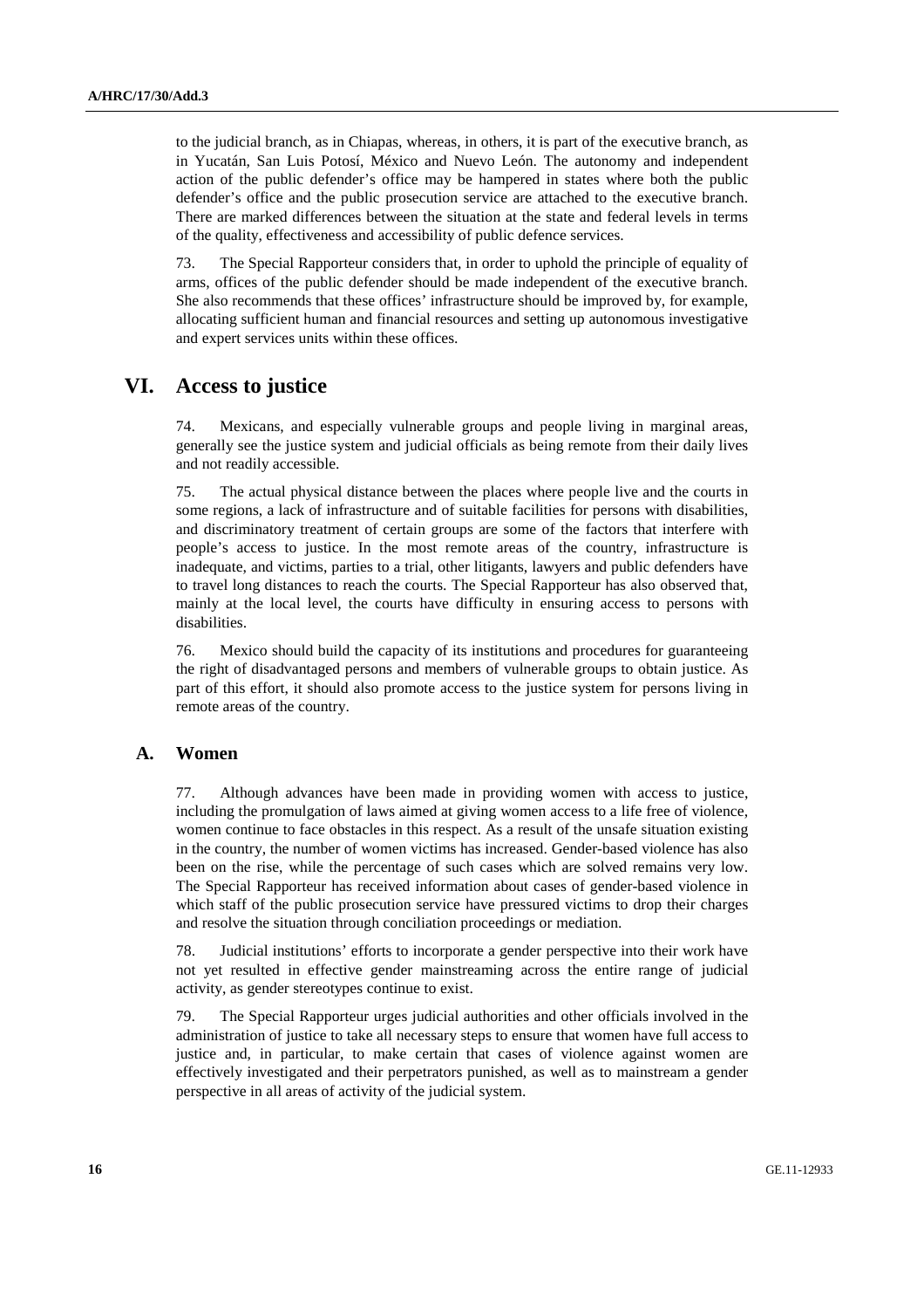to the judicial branch, as in Chiapas, whereas, in others, it is part of the executive branch, as in Yucatán, San Luis Potosí, México and Nuevo León. The autonomy and independent action of the public defender's office may be hampered in states where both the public defender's office and the public prosecution service are attached to the executive branch. There are marked differences between the situation at the state and federal levels in terms of the quality, effectiveness and accessibility of public defence services.

73. The Special Rapporteur considers that, in order to uphold the principle of equality of arms, offices of the public defender should be made independent of the executive branch. She also recommends that these offices' infrastructure should be improved by, for example, allocating sufficient human and financial resources and setting up autonomous investigative and expert services units within these offices.

# VI. Access to justice

74. Mexicans, and especially vulnerable groups and people living in marginal areas, generally see the justice system and judicial officials as being remote from their daily lives and not readily accessible.

75. The actual physical distance between the places where people live and the courts in some regions, a lack of infrastructure and of suitable facilities for persons with disabilities, and discriminatory treatment of certain groups are some of the factors that interfere with people's access to justice. In the most remote areas of the country, infrastructure is inadequate, and victims, parties to a trial, other litigants, lawyers and public defenders have to travel long distances to reach the courts. The Special Rapporteur has also observed that, mainly at the local level, the courts have difficulty in ensuring access to persons with disabilities.

76. Mexico should build the capacity of its institutions and procedures for guaranteeing the right of disadvantaged persons and members of vulnerable groups to obtain justice. As part of this effort, it should also promote access to the justice system for persons living in remote areas of the country.

## A. Women

77. Although advances have been made in providing women with access to justice, including the promulgation of laws aimed at giving women access to a life free of violence, women continue to face obstacles in this respect. As a result of the unsafe situation existing in the country, the number of women victims has increased. Gender-based violence has also been on the rise, while the percentage of such cases which are solved remains very low. The Special Rapporteur has received information about cases of gender-based violence in which staff of the public prosecution service have pressured victims to drop their charges and resolve the situation through conciliation proceedings or mediation.

78. Judicial institutions' efforts to incorporate a gender perspective into their work have not yet resulted in effective gender mainstreaming across the entire range of judicial activity, as gender stereotypes continue to exist.

79. The Special Rapporteur urges judicial authorities and other officials involved in the administration of justice to take all necessary steps to ensure that women have full access to justice and, in particular, to make certain that cases of violence against women are effectively investigated and their perpetrators punished, as well as to mainstream a gender perspective in all areas of activity of the judicial system.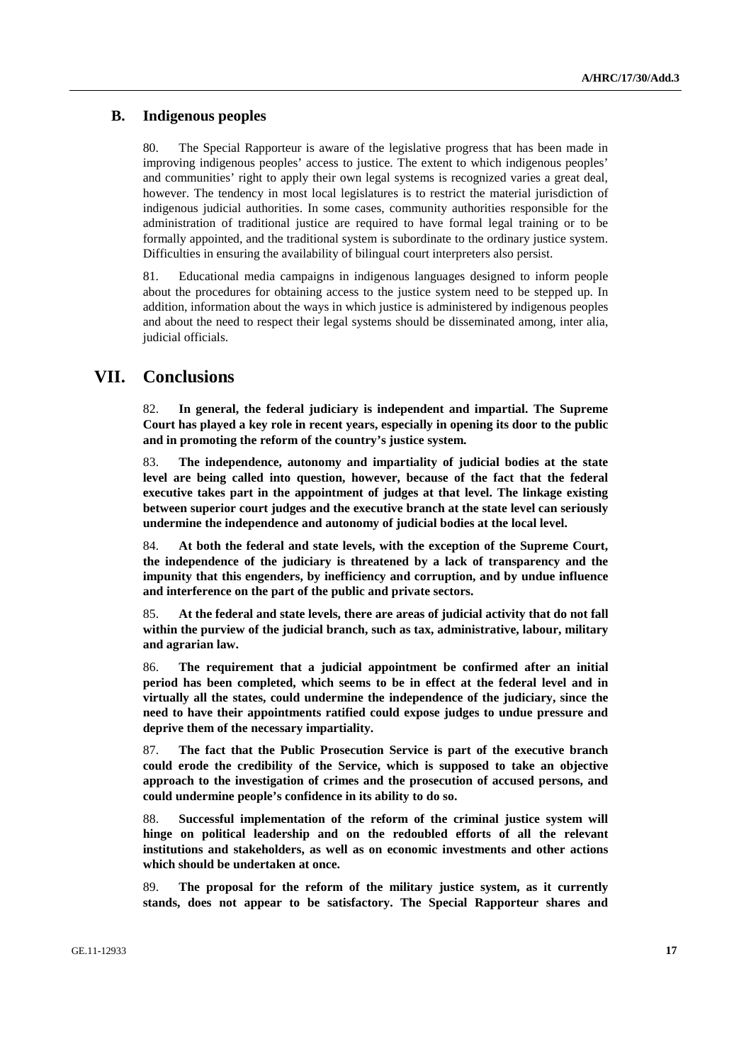## B. Indigenous peoples

80. The Special Rapporteur is aware of the legislative progress that has been made in improving indigenous peoples' access to justice. The extent to which indigenous peoples' and communities' right to apply their own legal systems is recognized varies a great deal, however. The tendency in most local legislatures is to restrict the material jurisdiction of indigenous judicial authorities. In some cases, community authorities responsible for the administration of traditional justice are required to have formal legal training or to be formally appointed, and the traditional system is subordinate to the ordinary justice system. Difficulties in ensuring the availability of bilingual court interpreters also persist.

81. Educational media campaigns in indigenous languages designed to inform people about the procedures for obtaining access to the justice system need to be stepped up. In addition, information about the ways in which justice is administered by indigenous peoples and about the need to respect their legal systems should be disseminated among, inter alia, judicial officials.

# VII. Conclusions

82. **In general, the federal judiciary is independent and impartial. The Supreme Court has played a key role in recent years, especially in opening its door to the public and in promoting the reform of the country's justice system.**

83. **The independence, autonomy and impartiality of judicial bodies at the state level are being called into question, however, because of the fact that the federal executive takes part in the appointment of judges at that level. The linkage existing between superior court judges and the executive branch at the state level can seriously undermine the independence and autonomy of judicial bodies at the local level.**

84. **At both the federal and state levels, with the exception of the Supreme Court, the independence of the judiciary is threatened by a lack of transparency and the impunity that this engenders, by inefficiency and corruption, and by undue influence and interference on the part of the public and private sectors.**

85. **At the federal and state levels, there are areas of judicial activity that do not fall within the purview of the judicial branch, such as tax, administrative, labour, military and agrarian law.**

86. **The requirement that a judicial appointment be confirmed after an initial period has been completed, which seems to be in effect at the federal level and in virtually all the states, could undermine the independence of the judiciary, since the need to have their appointments ratified could expose judges to undue pressure and deprive them of the necessary impartiality.**

87. **The fact that the Public Prosecution Service is part of the executive branch could erode the credibility of the Service, which is supposed to take an objective approach to the investigation of crimes and the prosecution of accused persons, and could undermine people's confidence in its ability to do so.**

88. **Successful implementation of the reform of the criminal justice system will hinge on political leadership and on the redoubled efforts of all the relevant institutions and stakeholders, as well as on economic investments and other actions which should be undertaken at once.**

89. **The proposal for the reform of the military justice system, as it currently stands, does not appear to be satisfactory. The Special Rapporteur shares and**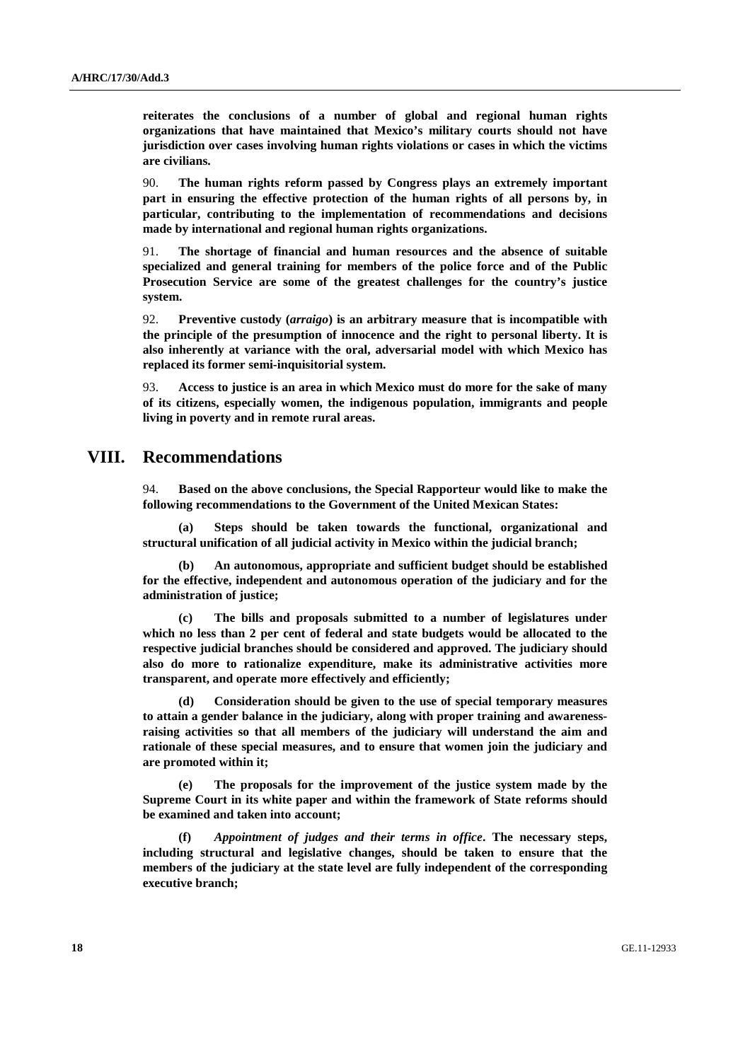**reiterates the conclusions of a number of global and regional human rights organizations that have maintained that Mexico's military courts should not have jurisdiction over cases involving human rights violations or cases in which the victims are civilians.**

90. **The human rights reform passed by Congress plays an extremely important part in ensuring the effective protection of the human rights of all persons by, in particular, contributing to the implementation of recommendations and decisions made by international and regional human rights organizations.**

91. **The shortage of financial and human resources and the absence of suitable specialized and general training for members of the police force and of the Public Prosecution Service are some of the greatest challenges for the country's justice system.**

92. **Preventive custody (*arraigo*) is an arbitrary measure that is incompatible with the principle of the presumption of innocence and the right to personal liberty. It is also inherently at variance with the oral, adversarial model with which Mexico has replaced its former semi-inquisitorial system.**

93. **Access to justice is an area in which Mexico must do more for the sake of many of its citizens, especially women, the indigenous population, immigrants and people living in poverty and in remote rural areas.**

## VIII. Recommendations

94. **Based on the above conclusions, the Special Rapporteur would like to make the following recommendations to the Government of the United Mexican States:**

**(a) Steps should be taken towards the functional, organizational and structural unification of all judicial activity in Mexico within the judicial branch;**

**(b) An autonomous, appropriate and sufficient budget should be established for the effective, independent and autonomous operation of the judiciary and for the administration of justice;**

**(c) The bills and proposals submitted to a number of legislatures under which no less than 2 per cent of federal and state budgets would be allocated to the respective judicial branches should be considered and approved. The judiciary should also do more to rationalize expenditure, make its administrative activities more transparent, and operate more effectively and efficiently;**

**(d) Consideration should be given to the use of special temporary measures to attain a gender balance in the judiciary, along with proper training and awareness-raising activities so that all members of the judiciary will understand the aim and rationale of these special measures, and to ensure that women join the judiciary and are promoted within it;**

**(e) The proposals for the improvement of the justice system made by the Supreme Court in its white paper and within the framework of State reforms should be examined and taken into account;**

**(f) *Appointment of judges and their terms in office*. The necessary steps, including structural and legislative changes, should be taken to ensure that the members of the judiciary at the state level are fully independent of the corresponding executive branch;**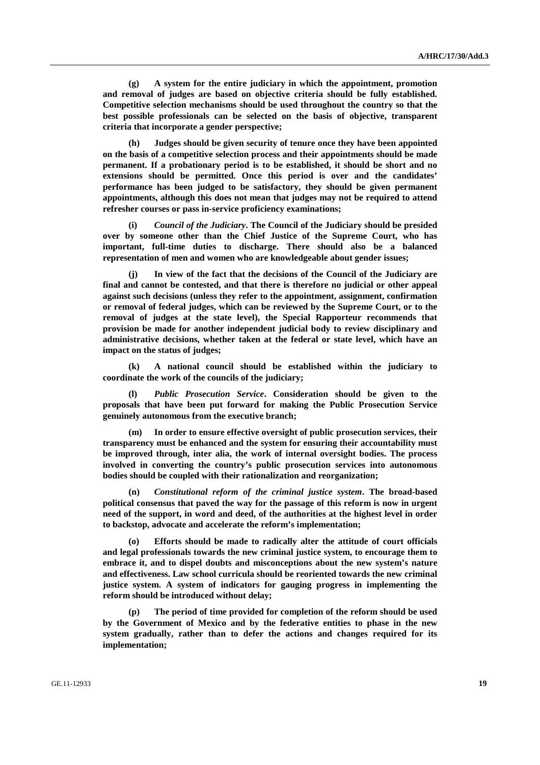**(g) A system for the entire judiciary in which the appointment, promotion and removal of judges are based on objective criteria should be fully established. Competitive selection mechanisms should be used throughout the country so that the best possible professionals can be selected on the basis of objective, transparent criteria that incorporate a gender perspective;**

**(h) Judges should be given security of tenure once they have been appointed on the basis of a competitive selection process and their appointments should be made permanent. If a probationary period is to be established, it should be short and no extensions should be permitted. Once this period is over and the candidates' performance has been judged to be satisfactory, they should be given permanent appointments, although this does not mean that judges may not be required to attend refresher courses or pass in-service proficiency examinations;**

**(i) *Council of the Judiciary*. The Council of the Judiciary should be presided over by someone other than the Chief Justice of the Supreme Court, who has important, full-time duties to discharge. There should also be a balanced representation of men and women who are knowledgeable about gender issues;**

**(j) In view of the fact that the decisions of the Council of the Judiciary are final and cannot be contested, and that there is therefore no judicial or other appeal against such decisions (unless they refer to the appointment, assignment, confirmation or removal of federal judges, which can be reviewed by the Supreme Court, or to the removal of judges at the state level), the Special Rapporteur recommends that provision be made for another independent judicial body to review disciplinary and administrative decisions, whether taken at the federal or state level, which have an impact on the status of judges;**

**(k) A national council should be established within the judiciary to coordinate the work of the councils of the judiciary;**

**(l) *Public Prosecution Service*. Consideration should be given to the proposals that have been put forward for making the Public Prosecution Service genuinely autonomous from the executive branch;**

**(m) In order to ensure effective oversight of public prosecution services, their transparency must be enhanced and the system for ensuring their accountability must be improved through, inter alia, the work of internal oversight bodies. The process involved in converting the country's public prosecution services into autonomous bodies should be coupled with their rationalization and reorganization;**

**(n) *Constitutional reform of the criminal justice system*. The broad-based political consensus that paved the way for the passage of this reform is now in urgent need of the support, in word and deed, of the authorities at the highest level in order to backstop, advocate and accelerate the reform's implementation;**

**(o) Efforts should be made to radically alter the attitude of court officials and legal professionals towards the new criminal justice system, to encourage them to embrace it, and to dispel doubts and misconceptions about the new system's nature and effectiveness. Law school curricula should be reoriented towards the new criminal justice system. A system of indicators for gauging progress in implementing the reform should be introduced without delay;**

**(p) The period of time provided for completion of the reform should be used by the Government of Mexico and by the federative entities to phase in the new system gradually, rather than to defer the actions and changes required for its implementation;**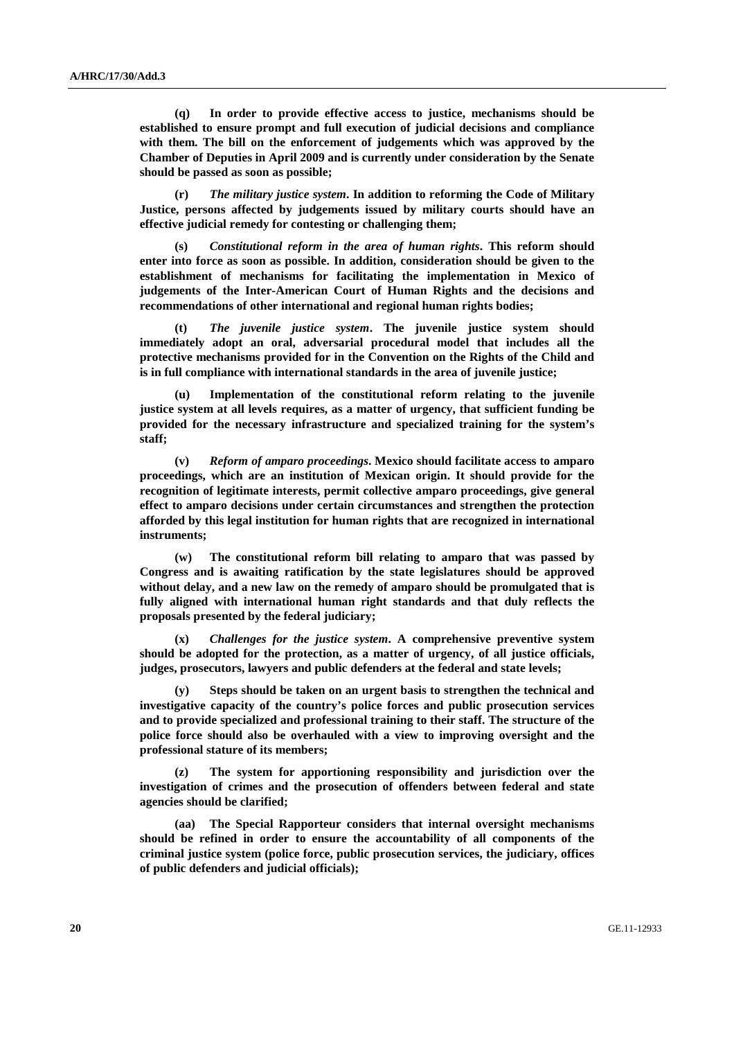**(q) In order to provide effective access to justice, mechanisms should be established to ensure prompt and full execution of judicial decisions and compliance with them. The bill on the enforcement of judgements which was approved by the Chamber of Deputies in April 2009 and is currently under consideration by the Senate should be passed as soon as possible;**

**(r) *The military justice system*. In addition to reforming the Code of Military Justice, persons affected by judgements issued by military courts should have an effective judicial remedy for contesting or challenging them;**

**(s) *Constitutional reform in the area of human rights*. This reform should enter into force as soon as possible. In addition, consideration should be given to the establishment of mechanisms for facilitating the implementation in Mexico of judgements of the Inter-American Court of Human Rights and the decisions and recommendations of other international and regional human rights bodies;**

**(t) *The juvenile justice system*. The juvenile justice system should immediately adopt an oral, adversarial procedural model that includes all the protective mechanisms provided for in the Convention on the Rights of the Child and is in full compliance with international standards in the area of juvenile justice;**

**(u) Implementation of the constitutional reform relating to the juvenile justice system at all levels requires, as a matter of urgency, that sufficient funding be provided for the necessary infrastructure and specialized training for the system's staff;**

**(v) *Reform of amparo proceedings*. Mexico should facilitate access to amparo proceedings, which are an institution of Mexican origin. It should provide for the recognition of legitimate interests, permit collective amparo proceedings, give general effect to amparo decisions under certain circumstances and strengthen the protection afforded by this legal institution for human rights that are recognized in international instruments;**

**(w) The constitutional reform bill relating to amparo that was passed by Congress and is awaiting ratification by the state legislatures should be approved without delay, and a new law on the remedy of amparo should be promulgated that is fully aligned with international human right standards and that duly reflects the proposals presented by the federal judiciary;**

**(x) *Challenges for the justice system*. A comprehensive preventive system should be adopted for the protection, as a matter of urgency, of all justice officials, judges, prosecutors, lawyers and public defenders at the federal and state levels;**

**(y) Steps should be taken on an urgent basis to strengthen the technical and investigative capacity of the country's police forces and public prosecution services and to provide specialized and professional training to their staff. The structure of the police force should also be overhauled with a view to improving oversight and the professional stature of its members;**

**(z) The system for apportioning responsibility and jurisdiction over the investigation of crimes and the prosecution of offenders between federal and state agencies should be clarified;**

**(aa) The Special Rapporteur considers that internal oversight mechanisms should be refined in order to ensure the accountability of all components of the criminal justice system (police force, public prosecution services, the judiciary, offices of public defenders and judicial officials);**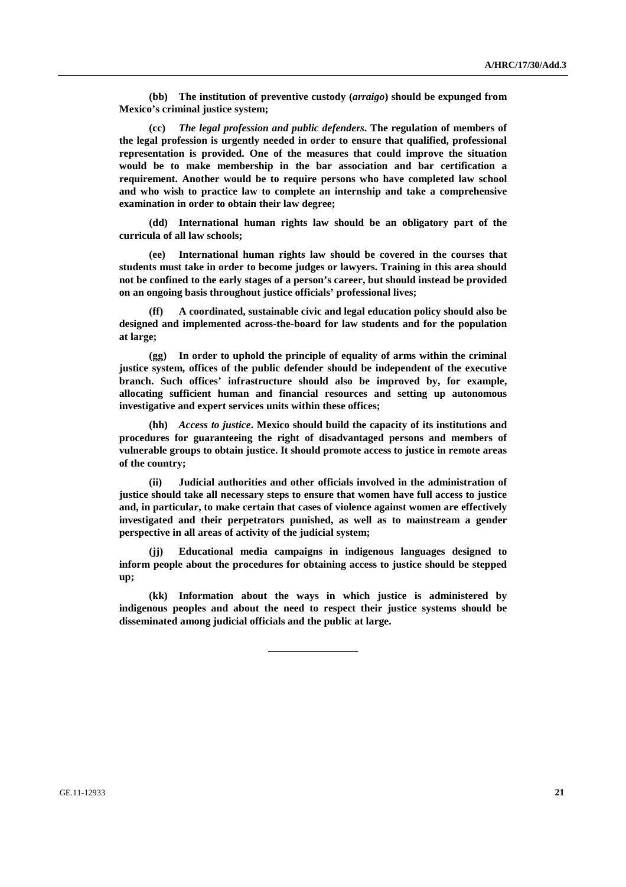**(bb) The institution of preventive custody (*arraigo*) should be expunged from Mexico's criminal justice system;**

**(cc) *The legal profession and public defenders*. The regulation of members of the legal profession is urgently needed in order to ensure that qualified, professional representation is provided. One of the measures that could improve the situation would be to make membership in the bar association and bar certification a requirement. Another would be to require persons who have completed law school and who wish to practice law to complete an internship and take a comprehensive examination in order to obtain their law degree;**

**(dd) International human rights law should be an obligatory part of the curricula of all law schools;**

**(ee) International human rights law should be covered in the courses that students must take in order to become judges or lawyers. Training in this area should not be confined to the early stages of a person's career, but should instead be provided on an ongoing basis throughout justice officials' professional lives;**

**(ff) A coordinated, sustainable civic and legal education policy should also be designed and implemented across-the-board for law students and for the population at large;**

**(gg) In order to uphold the principle of equality of arms within the criminal justice system, offices of the public defender should be independent of the executive branch. Such offices' infrastructure should also be improved by, for example, allocating sufficient human and financial resources and setting up autonomous investigative and expert services units within these offices;**

**(hh) *Access to justice*. Mexico should build the capacity of its institutions and procedures for guaranteeing the right of disadvantaged persons and members of vulnerable groups to obtain justice. It should promote access to justice in remote areas of the country;**

**(ii) Judicial authorities and other officials involved in the administration of justice should take all necessary steps to ensure that women have full access to justice and, in particular, to make certain that cases of violence against women are effectively investigated and their perpetrators punished, as well as to mainstream a gender perspective in all areas of activity of the judicial system;**

**(jj) Educational media campaigns in indigenous languages designed to inform people about the procedures for obtaining access to justice should be stepped up;**

**(kk) Information about the ways in which justice is administered by indigenous peoples and about the need to respect their justice systems should be disseminated among judicial officials and the public at large.**